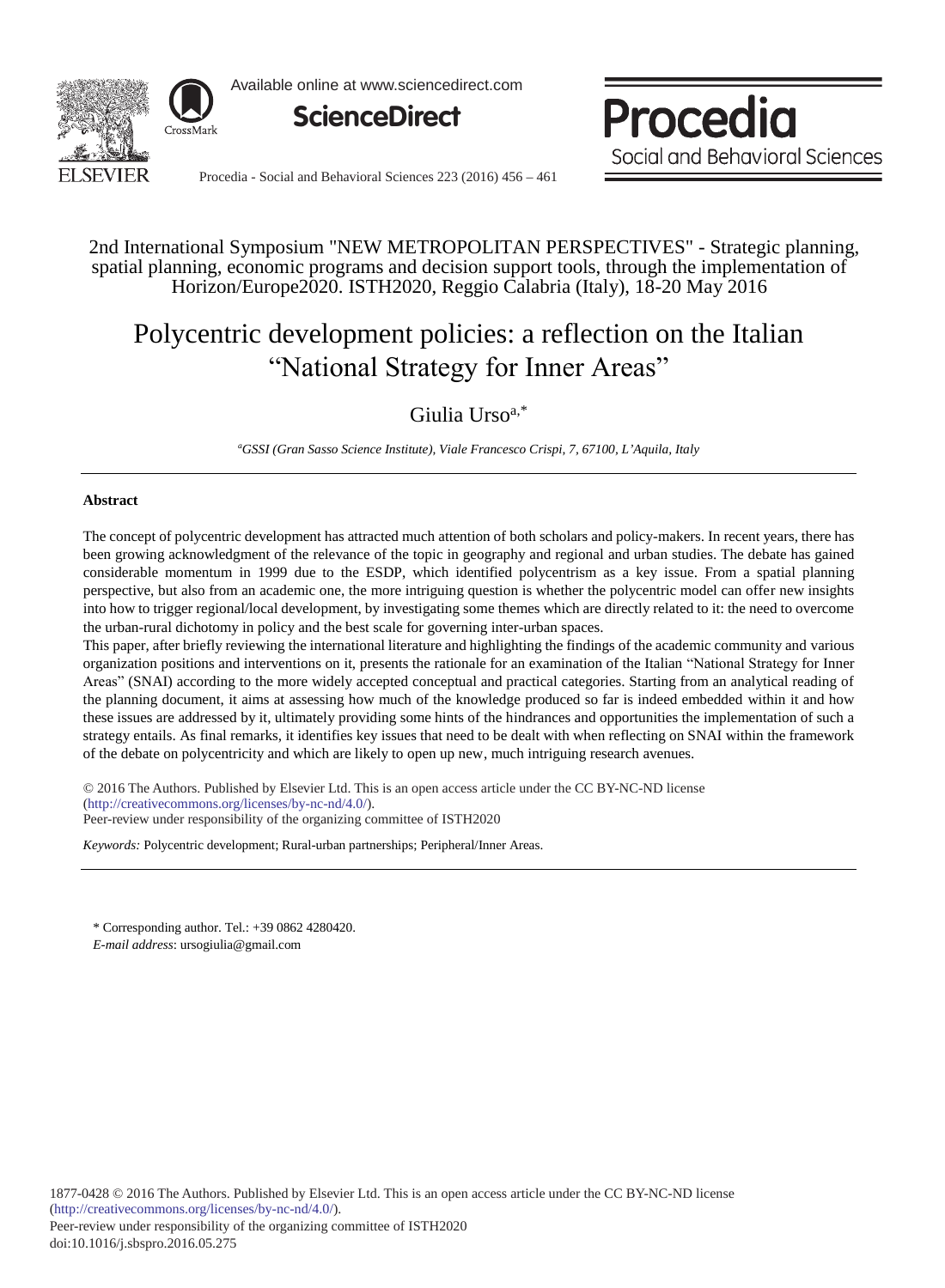2nd International Symposium "NEW METROPOLITAN PERSPECTIVES" - Strategic planning, spatial planning, economic programs and decision support tools, through the implementation of Horizon/Europe2020. ISTH2020, Reggio Calabria (Italy), 18-20 May 2016

# Polycentric development policies: a reflection on the Italian "National Strategy for Inner Areas"

Giulia Urso[a,*]

[a]*GSSI (Gran Sasso Science Institute), Viale Francesco Crispi, 7, 67100, L'Aquila, Italy*

---

## Abstract

The concept of polycentric development has attracted much attention of both scholars and policy-makers. In recent years, there has been growing acknowledgment of the relevance of the topic in geography and regional and urban studies. The debate has gained considerable momentum in 1999 due to the ESDP, which identified polycentrism as a key issue. From a spatial planning perspective, but also from an academic one, the more intriguing question is whether the polycentric model can offer new insights into how to trigger regional/local development, by investigating some themes which are directly related to it: the need to overcome the urban-rural dichotomy in policy and the best scale for governing inter-urban spaces.

This paper, after briefly reviewing the international literature and highlighting the findings of the academic community and various organization positions and interventions on it, presents the rationale for an examination of the Italian "National Strategy for Inner Areas" (SNAI) according to the more widely accepted conceptual and practical categories. Starting from an analytical reading of the planning document, it aims at assessing how much of the knowledge produced so far is indeed embedded within it and how these issues are addressed by it, ultimately providing some hints of the hindrances and opportunities the implementation of such a strategy entails. As final remarks, it identifies key issues that need to be dealt with when reflecting on SNAI within the framework of the debate on polycentricity and which are likely to open up new, much intriguing research avenues.

© 2016 The Authors. Published by Elsevier Ltd. This is an open access article under the CC BY-NC-ND license (http://creativecommons.org/licenses/by-nc-nd/4.0/).
Peer-review under responsibility of the organizing committee of ISTH2020

*Keywords:* Polycentric development; Rural-urban partnerships; Peripheral/Inner Areas.

---

\* Corresponding author. Tel.: +39 0862 4280420.
*E-mail address*: ursogiulia@gmail.com

1877-0428 © 2016 The Authors. Published by Elsevier Ltd. This is an open access article under the CC BY-NC-ND license (http://creativecommons.org/licenses/by-nc-nd/4.0/).
Peer-review under responsibility of the organizing committee of ISTH2020
doi:10.1016/j.sbspro.2016.05.275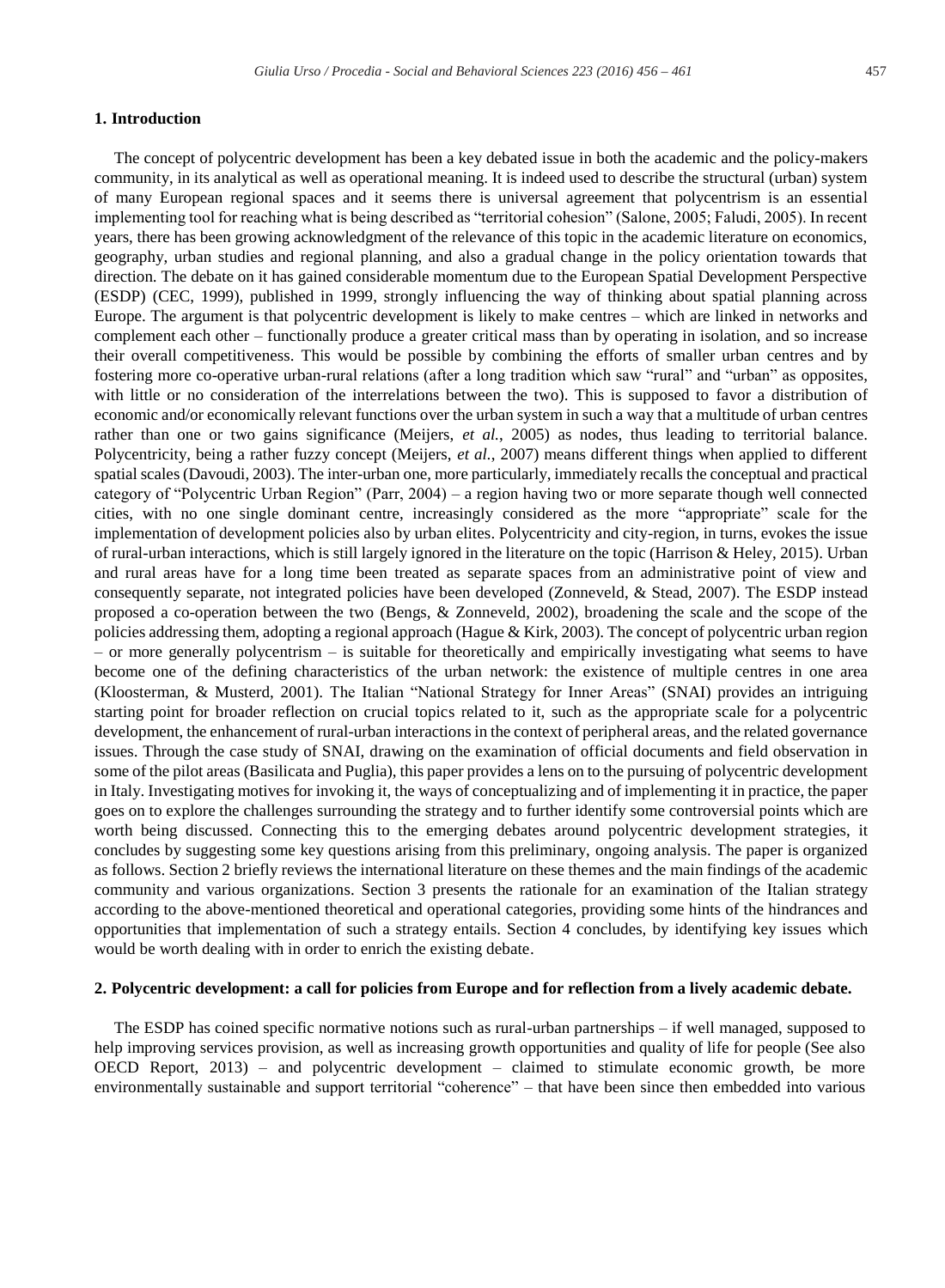## 1. Introduction

The concept of polycentric development has been a key debated issue in both the academic and the policy-makers community, in its analytical as well as operational meaning. It is indeed used to describe the structural (urban) system of many European regional spaces and it seems there is universal agreement that polycentrism is an essential implementing tool for reaching what is being described as "territorial cohesion" (Salone, 2005; Faludi, 2005). In recent years, there has been growing acknowledgment of the relevance of this topic in the academic literature on economics, geography, urban studies and regional planning, and also a gradual change in the policy orientation towards that direction. The debate on it has gained considerable momentum due to the European Spatial Development Perspective (ESDP) (CEC, 1999), published in 1999, strongly influencing the way of thinking about spatial planning across Europe. The argument is that polycentric development is likely to make centres – which are linked in networks and complement each other – functionally produce a greater critical mass than by operating in isolation, and so increase their overall competitiveness. This would be possible by combining the efforts of smaller urban centres and by fostering more co-operative urban-rural relations (after a long tradition which saw "rural" and "urban" as opposites, with little or no consideration of the interrelations between the two). This is supposed to favor a distribution of economic and/or economically relevant functions over the urban system in such a way that a multitude of urban centres rather than one or two gains significance (Meijers, *et al.*, 2005) as nodes, thus leading to territorial balance. Polycentricity, being a rather fuzzy concept (Meijers, *et al.*, 2007) means different things when applied to different spatial scales (Davoudi, 2003). The inter-urban one, more particularly, immediately recalls the conceptual and practical category of "Polycentric Urban Region" (Parr, 2004) – a region having two or more separate though well connected cities, with no one single dominant centre, increasingly considered as the more "appropriate" scale for the implementation of development policies also by urban elites. Polycentricity and city-region, in turns, evokes the issue of rural-urban interactions, which is still largely ignored in the literature on the topic (Harrison & Heley, 2015). Urban and rural areas have for a long time been treated as separate spaces from an administrative point of view and consequently separate, not integrated policies have been developed (Zonneveld, & Stead, 2007). The ESDP instead proposed a co-operation between the two (Bengs, & Zonneveld, 2002), broadening the scale and the scope of the policies addressing them, adopting a regional approach (Hague & Kirk, 2003). The concept of polycentric urban region – or more generally polycentrism – is suitable for theoretically and empirically investigating what seems to have become one of the defining characteristics of the urban network: the existence of multiple centres in one area (Kloosterman, & Musterd, 2001). The Italian "National Strategy for Inner Areas" (SNAI) provides an intriguing starting point for broader reflection on crucial topics related to it, such as the appropriate scale for a polycentric development, the enhancement of rural-urban interactions in the context of peripheral areas, and the related governance issues. Through the case study of SNAI, drawing on the examination of official documents and field observation in some of the pilot areas (Basilicata and Puglia), this paper provides a lens on to the pursuing of polycentric development in Italy. Investigating motives for invoking it, the ways of conceptualizing and of implementing it in practice, the paper goes on to explore the challenges surrounding the strategy and to further identify some controversial points which are worth being discussed. Connecting this to the emerging debates around polycentric development strategies, it concludes by suggesting some key questions arising from this preliminary, ongoing analysis. The paper is organized as follows. Section 2 briefly reviews the international literature on these themes and the main findings of the academic community and various organizations. Section 3 presents the rationale for an examination of the Italian strategy according to the above-mentioned theoretical and operational categories, providing some hints of the hindrances and opportunities that implementation of such a strategy entails. Section 4 concludes, by identifying key issues which would be worth dealing with in order to enrich the existing debate.

## 2. Polycentric development: a call for policies from Europe and for reflection from a lively academic debate.

The ESDP has coined specific normative notions such as rural-urban partnerships – if well managed, supposed to help improving services provision, as well as increasing growth opportunities and quality of life for people (See also OECD Report, 2013) – and polycentric development – claimed to stimulate economic growth, be more environmentally sustainable and support territorial "coherence" – that have been since then embedded into various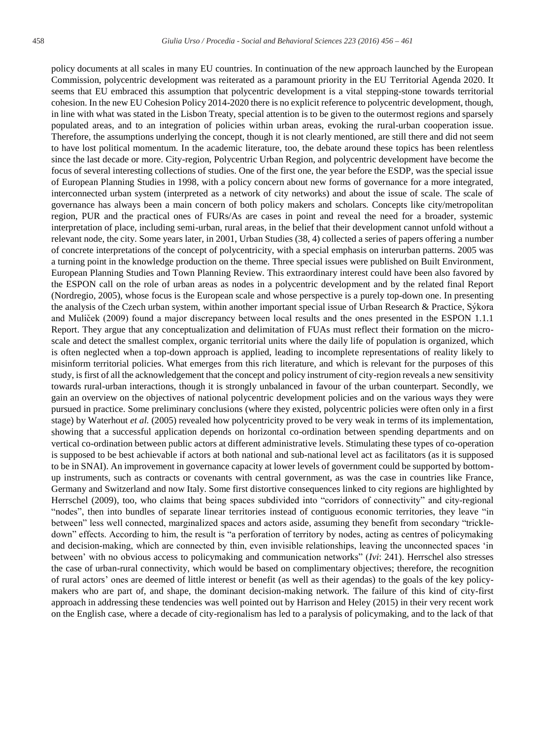policy documents at all scales in many EU countries. In continuation of the new approach launched by the European Commission, polycentric development was reiterated as a paramount priority in the EU Territorial Agenda 2020. It seems that EU embraced this assumption that polycentric development is a vital stepping-stone towards territorial cohesion. In the new EU Cohesion Policy 2014-2020 there is no explicit reference to polycentric development, though, in line with what was stated in the Lisbon Treaty, special attention is to be given to the outermost regions and sparsely populated areas, and to an integration of policies within urban areas, evoking the rural-urban cooperation issue. Therefore, the assumptions underlying the concept, though it is not clearly mentioned, are still there and did not seem to have lost political momentum. In the academic literature, too, the debate around these topics has been relentless since the last decade or more. City-region, Polycentric Urban Region, and polycentric development have become the focus of several interesting collections of studies. One of the first one, the year before the ESDP, was the special issue of European Planning Studies in 1998, with a policy concern about new forms of governance for a more integrated, interconnected urban system (interpreted as a network of city networks) and about the issue of scale. The scale of governance has always been a main concern of both policy makers and scholars. Concepts like city/metropolitan region, PUR and the practical ones of FURs/As are cases in point and reveal the need for a broader, systemic interpretation of place, including semi-urban, rural areas, in the belief that their development cannot unfold without a relevant node, the city. Some years later, in 2001, Urban Studies (38, 4) collected a series of papers offering a number of concrete interpretations of the concept of polycentricity, with a special emphasis on interurban patterns. 2005 was a turning point in the knowledge production on the theme. Three special issues were published on Built Environment, European Planning Studies and Town Planning Review. This extraordinary interest could have been also favored by the ESPON call on the role of urban areas as nodes in a polycentric development and by the related final Report (Nordregio, 2005), whose focus is the European scale and whose perspective is a purely top-down one. In presenting the analysis of the Czech urban system, within another important special issue of Urban Research & Practice, Sýkora and Mulíček (2009) found a major discrepancy between local results and the ones presented in the ESPON 1.1.1 Report. They argue that any conceptualization and delimitation of FUAs must reflect their formation on the micro-scale and detect the smallest complex, organic territorial units where the daily life of population is organized, which is often neglected when a top-down approach is applied, leading to incomplete representations of reality likely to misinform territorial policies. What emerges from this rich literature, and which is relevant for the purposes of this study, is first of all the acknowledgement that the concept and policy instrument of city-region reveals a new sensitivity towards rural-urban interactions, though it is strongly unbalanced in favour of the urban counterpart. Secondly, we gain an overview on the objectives of national polycentric development policies and on the various ways they were pursued in practice. Some preliminary conclusions (where they existed, polycentric policies were often only in a first stage) by Waterhout *et al.* (2005) revealed how polycentricity proved to be very weak in terms of its implementation, showing that a successful application depends on horizontal co-ordination between spending departments and on vertical co-ordination between public actors at different administrative levels. Stimulating these types of co-operation is supposed to be best achievable if actors at both national and sub-national level act as facilitators (as it is supposed to be in SNAI). An improvement in governance capacity at lower levels of government could be supported by bottom-up instruments, such as contracts or covenants with central government, as was the case in countries like France, Germany and Switzerland and now Italy. Some first distortive consequences linked to city regions are highlighted by Herrschel (2009), too, who claims that being spaces subdivided into "corridors of connectivity" and city-regional "nodes", then into bundles of separate linear territories instead of contiguous economic territories, they leave "in between" less well connected, marginalized spaces and actors aside, assuming they benefit from secondary "trickle-down" effects. According to him, the result is "a perforation of territory by nodes, acting as centres of policymaking and decision-making, which are connected by thin, even invisible relationships, leaving the unconnected spaces 'in between' with no obvious access to policymaking and communication networks" (*Ivi*: 241). Herrschel also stresses the case of urban-rural connectivity, which would be based on complimentary objectives; therefore, the recognition of rural actors' ones are deemed of little interest or benefit (as well as their agendas) to the goals of the key policy-makers who are part of, and shape, the dominant decision-making network. The failure of this kind of city-first approach in addressing these tendencies was well pointed out by Harrison and Heley (2015) in their very recent work on the English case, where a decade of city-regionalism has led to a paralysis of policymaking, and to the lack of that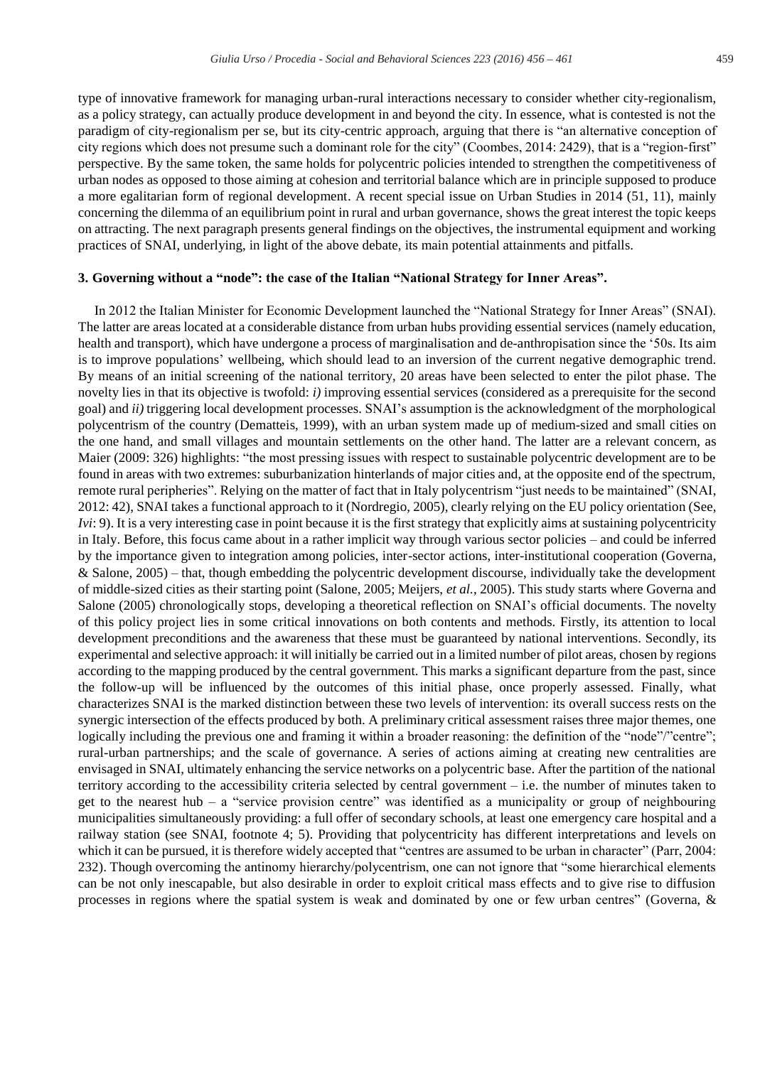type of innovative framework for managing urban-rural interactions necessary to consider whether city-regionalism, as a policy strategy, can actually produce development in and beyond the city. In essence, what is contested is not the paradigm of city-regionalism per se, but its city-centric approach, arguing that there is "an alternative conception of city regions which does not presume such a dominant role for the city" (Coombes, 2014: 2429), that is a "region-first" perspective. By the same token, the same holds for polycentric policies intended to strengthen the competitiveness of urban nodes as opposed to those aiming at cohesion and territorial balance which are in principle supposed to produce a more egalitarian form of regional development. A recent special issue on Urban Studies in 2014 (51, 11), mainly concerning the dilemma of an equilibrium point in rural and urban governance, shows the great interest the topic keeps on attracting. The next paragraph presents general findings on the objectives, the instrumental equipment and working practices of SNAI, underlying, in light of the above debate, its main potential attainments and pitfalls.

## 3. Governing without a "node": the case of the Italian "National Strategy for Inner Areas".

In 2012 the Italian Minister for Economic Development launched the "National Strategy for Inner Areas" (SNAI). The latter are areas located at a considerable distance from urban hubs providing essential services (namely education, health and transport), which have undergone a process of marginalisation and de-anthropisation since the '50s. Its aim is to improve populations' wellbeing, which should lead to an inversion of the current negative demographic trend. By means of an initial screening of the national territory, 20 areas have been selected to enter the pilot phase. The novelty lies in that its objective is twofold: *i)* improving essential services (considered as a prerequisite for the second goal) and *ii)* triggering local development processes. SNAI's assumption is the acknowledgment of the morphological polycentrism of the country (Dematteis, 1999), with an urban system made up of medium-sized and small cities on the one hand, and small villages and mountain settlements on the other hand. The latter are a relevant concern, as Maier (2009: 326) highlights: "the most pressing issues with respect to sustainable polycentric development are to be found in areas with two extremes: suburbanization hinterlands of major cities and, at the opposite end of the spectrum, remote rural peripheries". Relying on the matter of fact that in Italy polycentrism "just needs to be maintained" (SNAI, 2012: 42), SNAI takes a functional approach to it (Nordregio, 2005), clearly relying on the EU policy orientation (See, *Ivi*: 9). It is a very interesting case in point because it is the first strategy that explicitly aims at sustaining polycentricity in Italy. Before, this focus came about in a rather implicit way through various sector policies – and could be inferred by the importance given to integration among policies, inter-sector actions, inter-institutional cooperation (Governa, & Salone, 2005) – that, though embedding the polycentric development discourse, individually take the development of middle-sized cities as their starting point (Salone, 2005; Meijers, *et al.*, 2005). This study starts where Governa and Salone (2005) chronologically stops, developing a theoretical reflection on SNAI's official documents. The novelty of this policy project lies in some critical innovations on both contents and methods. Firstly, its attention to local development preconditions and the awareness that these must be guaranteed by national interventions. Secondly, its experimental and selective approach: it will initially be carried out in a limited number of pilot areas, chosen by regions according to the mapping produced by the central government. This marks a significant departure from the past, since the follow-up will be influenced by the outcomes of this initial phase, once properly assessed. Finally, what characterizes SNAI is the marked distinction between these two levels of intervention: its overall success rests on the synergic intersection of the effects produced by both. A preliminary critical assessment raises three major themes, one logically including the previous one and framing it within a broader reasoning: the definition of the "node"/"centre"; rural-urban partnerships; and the scale of governance. A series of actions aiming at creating new centralities are envisaged in SNAI, ultimately enhancing the service networks on a polycentric base. After the partition of the national territory according to the accessibility criteria selected by central government – i.e. the number of minutes taken to get to the nearest hub – a "service provision centre" was identified as a municipality or group of neighbouring municipalities simultaneously providing: a full offer of secondary schools, at least one emergency care hospital and a railway station (see SNAI, footnote 4; 5). Providing that polycentricity has different interpretations and levels on which it can be pursued, it is therefore widely accepted that "centres are assumed to be urban in character" (Parr, 2004: 232). Though overcoming the antinomy hierarchy/polycentrism, one can not ignore that "some hierarchical elements can be not only inescapable, but also desirable in order to exploit critical mass effects and to give rise to diffusion processes in regions where the spatial system is weak and dominated by one or few urban centres" (Governa, &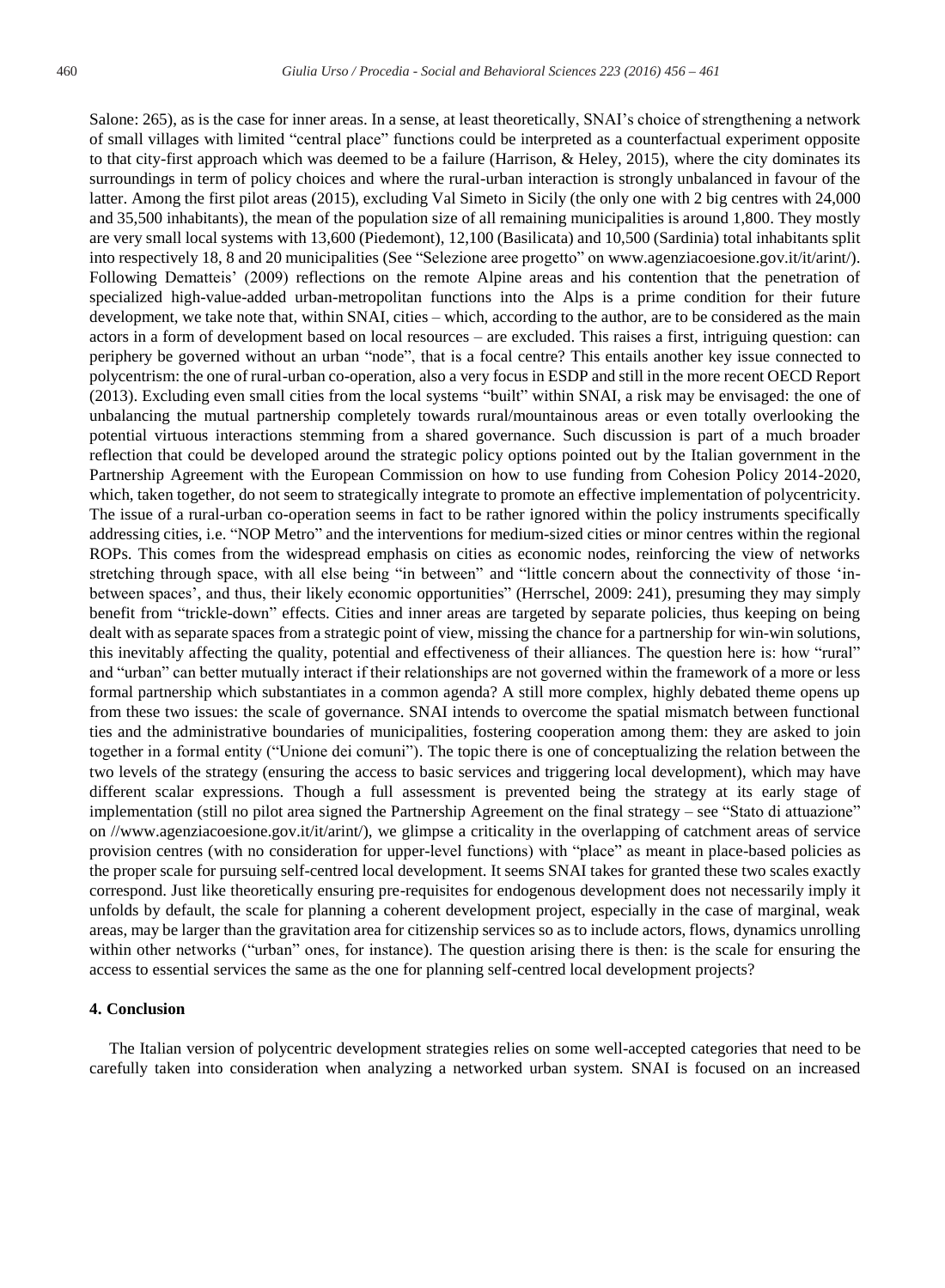Salone: 265), as is the case for inner areas. In a sense, at least theoretically, SNAI's choice of strengthening a network of small villages with limited "central place" functions could be interpreted as a counterfactual experiment opposite to that city-first approach which was deemed to be a failure (Harrison, & Heley, 2015), where the city dominates its surroundings in term of policy choices and where the rural-urban interaction is strongly unbalanced in favour of the latter. Among the first pilot areas (2015), excluding Val Simeto in Sicily (the only one with 2 big centres with 24,000 and 35,500 inhabitants), the mean of the population size of all remaining municipalities is around 1,800. They mostly are very small local systems with 13,600 (Piedemont), 12,100 (Basilicata) and 10,500 (Sardinia) total inhabitants split into respectively 18, 8 and 20 municipalities (See "Selezione aree progetto" on www.agenziacoesione.gov.it/it/arint/). Following Dematteis' (2009) reflections on the remote Alpine areas and his contention that the penetration of specialized high-value-added urban-metropolitan functions into the Alps is a prime condition for their future development, we take note that, within SNAI, cities – which, according to the author, are to be considered as the main actors in a form of development based on local resources – are excluded. This raises a first, intriguing question: can periphery be governed without an urban "node", that is a focal centre? This entails another key issue connected to polycentrism: the one of rural-urban co-operation, also a very focus in ESDP and still in the more recent OECD Report (2013). Excluding even small cities from the local systems "built" within SNAI, a risk may be envisaged: the one of unbalancing the mutual partnership completely towards rural/mountainous areas or even totally overlooking the potential virtuous interactions stemming from a shared governance. Such discussion is part of a much broader reflection that could be developed around the strategic policy options pointed out by the Italian government in the Partnership Agreement with the European Commission on how to use funding from Cohesion Policy 2014-2020, which, taken together, do not seem to strategically integrate to promote an effective implementation of polycentricity. The issue of a rural-urban co-operation seems in fact to be rather ignored within the policy instruments specifically addressing cities, i.e. "NOP Metro" and the interventions for medium-sized cities or minor centres within the regional ROPs. This comes from the widespread emphasis on cities as economic nodes, reinforcing the view of networks stretching through space, with all else being "in between" and "little concern about the connectivity of those 'in-between spaces', and thus, their likely economic opportunities" (Herrschel, 2009: 241), presuming they may simply benefit from "trickle-down" effects. Cities and inner areas are targeted by separate policies, thus keeping on being dealt with as separate spaces from a strategic point of view, missing the chance for a partnership for win-win solutions, this inevitably affecting the quality, potential and effectiveness of their alliances. The question here is: how "rural" and "urban" can better mutually interact if their relationships are not governed within the framework of a more or less formal partnership which substantiates in a common agenda? A still more complex, highly debated theme opens up from these two issues: the scale of governance. SNAI intends to overcome the spatial mismatch between functional ties and the administrative boundaries of municipalities, fostering cooperation among them: they are asked to join together in a formal entity ("Unione dei comuni"). The topic there is one of conceptualizing the relation between the two levels of the strategy (ensuring the access to basic services and triggering local development), which may have different scalar expressions. Though a full assessment is prevented being the strategy at its early stage of implementation (still no pilot area signed the Partnership Agreement on the final strategy – see "Stato di attuazione" on //www.agenziacoesione.gov.it/it/arint/), we glimpse a criticality in the overlapping of catchment areas of service provision centres (with no consideration for upper-level functions) with "place" as meant in place-based policies as the proper scale for pursuing self-centred local development. It seems SNAI takes for granted these two scales exactly correspond. Just like theoretically ensuring pre-requisites for endogenous development does not necessarily imply it unfolds by default, the scale for planning a coherent development project, especially in the case of marginal, weak areas, may be larger than the gravitation area for citizenship services so as to include actors, flows, dynamics unrolling within other networks ("urban" ones, for instance). The question arising there is then: is the scale for ensuring the access to essential services the same as the one for planning self-centred local development projects?

## 4. Conclusion

The Italian version of polycentric development strategies relies on some well-accepted categories that need to be carefully taken into consideration when analyzing a networked urban system. SNAI is focused on an increased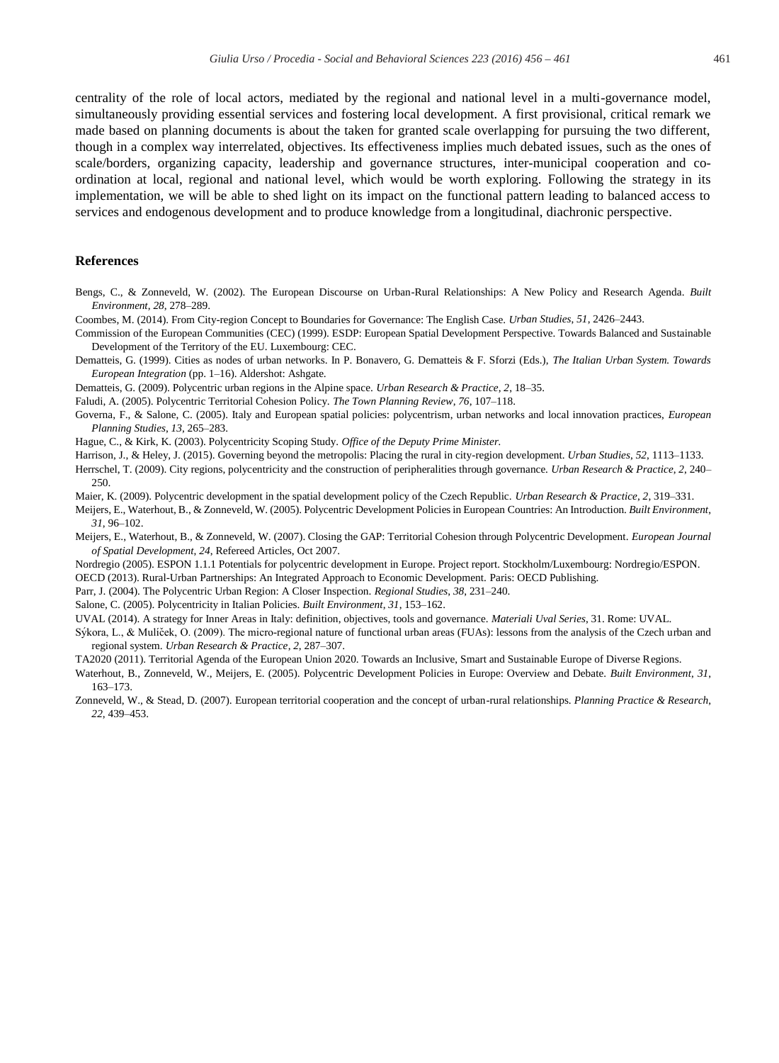centrality of the role of local actors, mediated by the regional and national level in a multi-governance model, simultaneously providing essential services and fostering local development. A first provisional, critical remark we made based on planning documents is about the taken for granted scale overlapping for pursuing the two different, though in a complex way interrelated, objectives. Its effectiveness implies much debated issues, such as the ones of scale/borders, organizing capacity, leadership and governance structures, inter-municipal cooperation and co-ordination at local, regional and national level, which would be worth exploring. Following the strategy in its implementation, we will be able to shed light on its impact on the functional pattern leading to balanced access to services and endogenous development and to produce knowledge from a longitudinal, diachronic perspective.

## References

Bengs, C., & Zonneveld, W. (2002). The European Discourse on Urban-Rural Relationships: A New Policy and Research Agenda. *Built Environment*, *28*, 278–289.

Coombes, M. (2014). From City-region Concept to Boundaries for Governance: The English Case. *Urban Studies*, *51*, 2426–2443.

Commission of the European Communities (CEC) (1999). ESDP: European Spatial Development Perspective. Towards Balanced and Sustainable Development of the Territory of the EU. Luxembourg: CEC.

Dematteis, G. (1999). Cities as nodes of urban networks. In P. Bonavero, G. Dematteis & F. Sforzi (Eds.), *The Italian Urban System. Towards European Integration* (pp. 1–16). Aldershot: Ashgate.

Dematteis, G. (2009). Polycentric urban regions in the Alpine space. *Urban Research & Practice*, *2*, 18–35.

Faludi, A. (2005). Polycentric Territorial Cohesion Policy. *The Town Planning Review*, *76*, 107–118.

Governa, F., & Salone, C. (2005). Italy and European spatial policies: polycentrism, urban networks and local innovation practices, *European Planning Studies*, *13*, 265–283.

Hague, C., & Kirk, K. (2003). Polycentricity Scoping Study. *Office of the Deputy Prime Minister.*

Harrison, J., & Heley, J. (2015). Governing beyond the metropolis: Placing the rural in city-region development. *Urban Studies*, *52*, 1113–1133.

Herrschel, T. (2009). City regions, polycentricity and the construction of peripheralities through governance. *Urban Research & Practice, 2*, 240–250.

Maier, K. (2009). Polycentric development in the spatial development policy of the Czech Republic. *Urban Research & Practice*, *2*, 319–331.

Meijers, E., Waterhout, B., & Zonneveld, W. (2005). Polycentric Development Policies in European Countries: An Introduction. *Built Environment*, *31*, 96–102.

Meijers, E., Waterhout, B., & Zonneveld, W. (2007). Closing the GAP: Territorial Cohesion through Polycentric Development. *European Journal of Spatial Development*, *24,* Refereed Articles, Oct 2007.

Nordregio (2005). ESPON 1.1.1 Potentials for polycentric development in Europe. Project report. Stockholm/Luxembourg: Nordregio/ESPON.

OECD (2013). Rural-Urban Partnerships: An Integrated Approach to Economic Development. Paris: OECD Publishing.

Parr, J. (2004). The Polycentric Urban Region: A Closer Inspection. *Regional Studies*, *38*, 231–240.

Salone, C. (2005). Polycentricity in Italian Policies. *Built Environment, 31,* 153–162.

UVAL (2014). A strategy for Inner Areas in Italy: definition, objectives, tools and governance. *Materiali Uval Series*, 31. Rome: UVAL.

Sýkora, L., & Mulíček, O. (2009). The micro-regional nature of functional urban areas (FUAs): lessons from the analysis of the Czech urban and regional system. *Urban Research & Practice*, *2*, 287–307.

TA2020 (2011). Territorial Agenda of the European Union 2020. Towards an Inclusive, Smart and Sustainable Europe of Diverse Regions.

Waterhout, B., Zonneveld, W., Meijers, E. (2005). Polycentric Development Policies in Europe: Overview and Debate. *Built Environment*, *31*, 163–173.

Zonneveld, W., & Stead, D. (2007). European territorial cooperation and the concept of urban-rural relationships. *Planning Practice & Research*, *22*, 439–453.